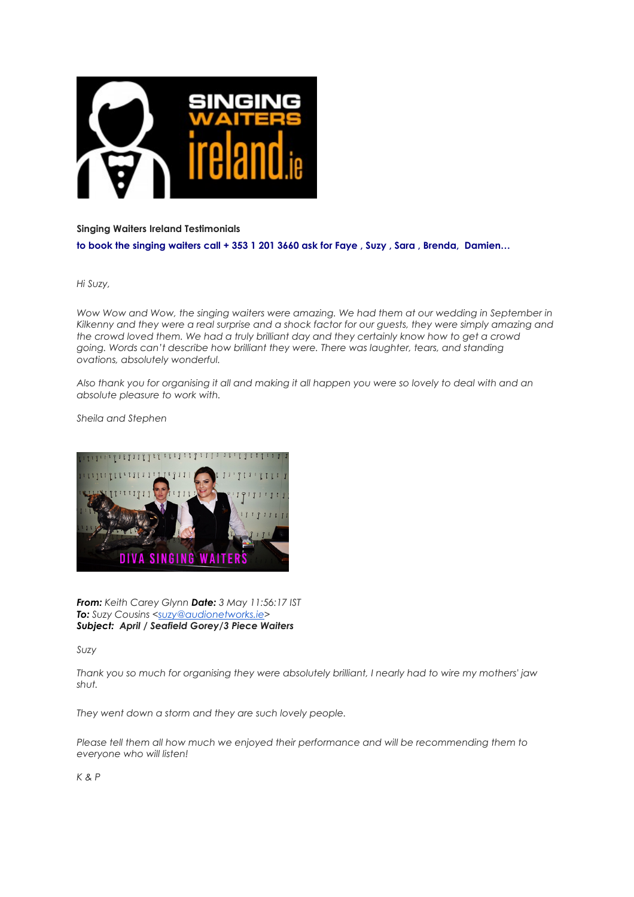**Singing Waiters Ireland Testimonials**

**to book the singing waiters call + 353 1 201 3660 ask for Faye , Suzy , Sara , Brenda, Damien…**

*Hi Suzy,*

*Wow Wow and Wow, the singing waiters were amazing. We had them at our wedding in September in Kilkenny and they were a real surprise and a shock factor for our guests, they were simply amazing and the crowd loved them. We had a truly brilliant day and they certainly know how to get a crowd going. Words can't describe how brilliant they were. There was laughter, tears, and standing ovations, absolutely wonderful.*

*Also thank you for organising it all and making it all happen you were so lovely to deal with and an absolute pleasure to work with.*

*Sheila and Stephen*

***From:*** *Keith Carey Glynn* ***Date:*** *3 May 11:56:17 IST*
***To:*** *Suzy Cousins <suzy@audionetworks.ie>*
***Subject: April / Seafield Gorey/3 Piece Waiters***

*Suzy*

*Thank you so much for organising they were absolutely brilliant, I nearly had to wire my mothers' jaw shut.*

*They went down a storm and they are such lovely people.*

*Please tell them all how much we enjoyed their performance and will be recommending them to everyone who will listen!*

*K & P*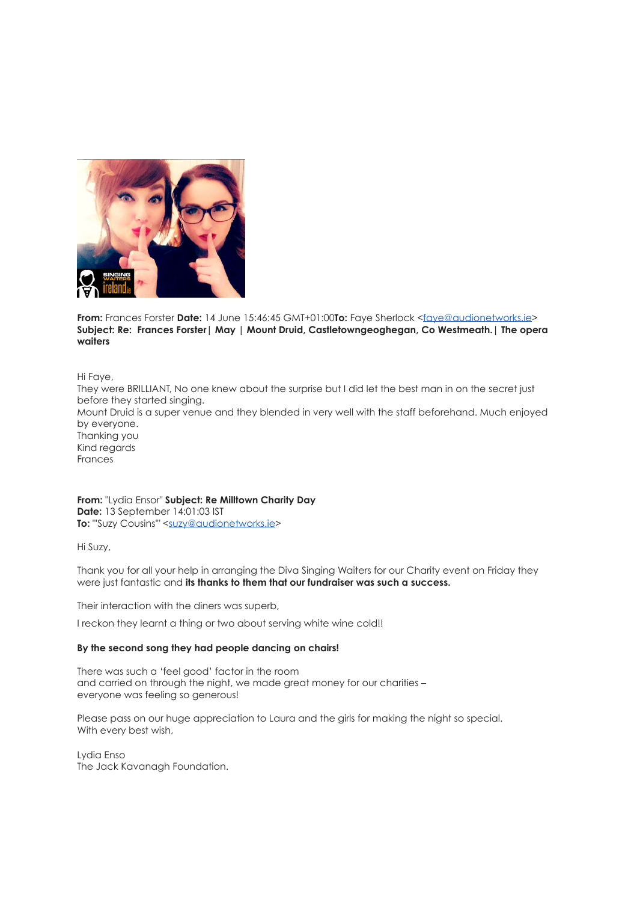**From:** Frances Forster **Date:** 14 June 15:46:45 GMT+01:00**To:** Faye Sherlock <faye@audionetworks.ie>
**Subject: Re: Frances Forster| May | Mount Druid, Castletowngeoghegan, Co Westmeath.| The opera waiters**

Hi Faye,
They were BRILLIANT, No one knew about the surprise but I did let the best man in on the secret just before they started singing.
Mount Druid is a super venue and they blended in very well with the staff beforehand. Much enjoyed by everyone.
Thanking you
Kind regards
Frances

**From:** "Lydia Ensor" **Subject: Re Milltown Charity Day**
**Date:** 13 September 14:01:03 IST
**To:** "'Suzy Cousins'" <suzy@audionetworks.ie>

Hi Suzy,

Thank you for all your help in arranging the Diva Singing Waiters for our Charity event on Friday they were just fantastic and **its thanks to them that our fundraiser was such a success.**

Their interaction with the diners was superb,

I reckon they learnt a thing or two about serving white wine cold!!

**By the second song they had people dancing on chairs!**

There was such a 'feel good' factor in the room
and carried on through the night, we made great money for our charities –
everyone was feeling so generous!

Please pass on our huge appreciation to Laura and the girls for making the night so special.
With every best wish,

Lydia Enso
The Jack Kavanagh Foundation.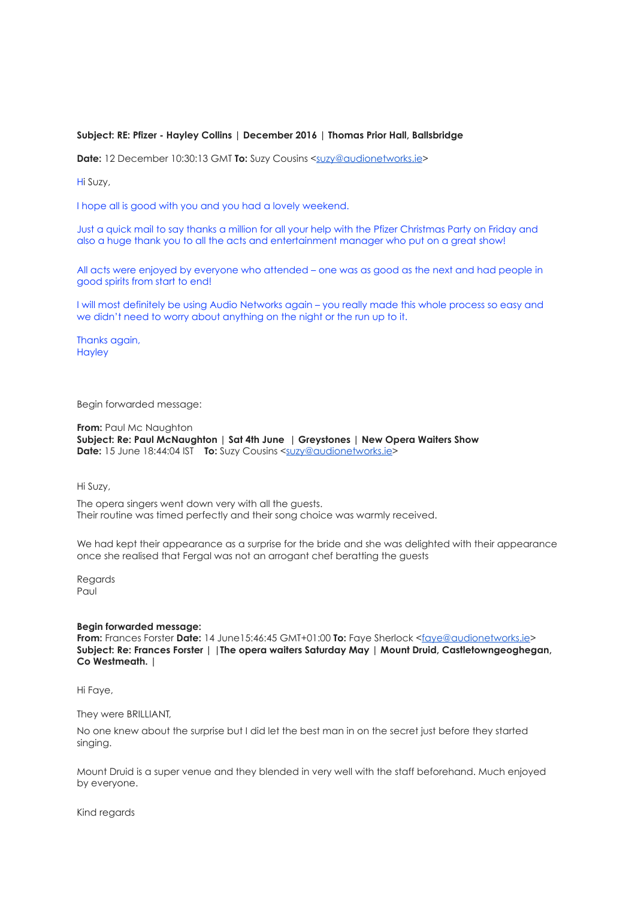**Subject: RE: Pfizer - Hayley Collins | December 2016 | Thomas Prior Hall, Ballsbridge**

**Date:** 12 December 10:30:13 GMT **To:** Suzy Cousins <suzy@audionetworks.ie>

Hi Suzy,

I hope all is good with you and you had a lovely weekend.

Just a quick mail to say thanks a million for all your help with the Pfizer Christmas Party on Friday and also a huge thank you to all the acts and entertainment manager who put on a great show!

All acts were enjoyed by everyone who attended – one was as good as the next and had people in good spirits from start to end!

I will most definitely be using Audio Networks again – you really made this whole process so easy and we didn't need to worry about anything on the night or the run up to it.

Thanks again,
Hayley

Begin forwarded message:

**From:** Paul Mc Naughton
**Subject: Re: Paul McNaughton | Sat 4th June | Greystones | New Opera Waiters Show**
**Date:** 15 June 18:44:04 IST **To:** Suzy Cousins <suzy@audionetworks.ie>

Hi Suzy,

The opera singers went down very with all the guests.
Their routine was timed perfectly and their song choice was warmly received.

We had kept their appearance as a surprise for the bride and she was delighted with their appearance once she realised that Fergal was not an arrogant chef beratting the guests

Regards
Paul

**Begin forwarded message:**
**From:** Frances Forster **Date:** 14 June15:46:45 GMT+01:00 **To:** Faye Sherlock <faye@audionetworks.ie>
**Subject: Re: Frances Forster | |The opera waiters Saturday May | Mount Druid, Castletowngeoghegan, Co Westmeath. |**

Hi Faye,

They were BRILLIANT,

No one knew about the surprise but I did let the best man in on the secret just before they started singing.

Mount Druid is a super venue and they blended in very well with the staff beforehand. Much enjoyed by everyone.

Kind regards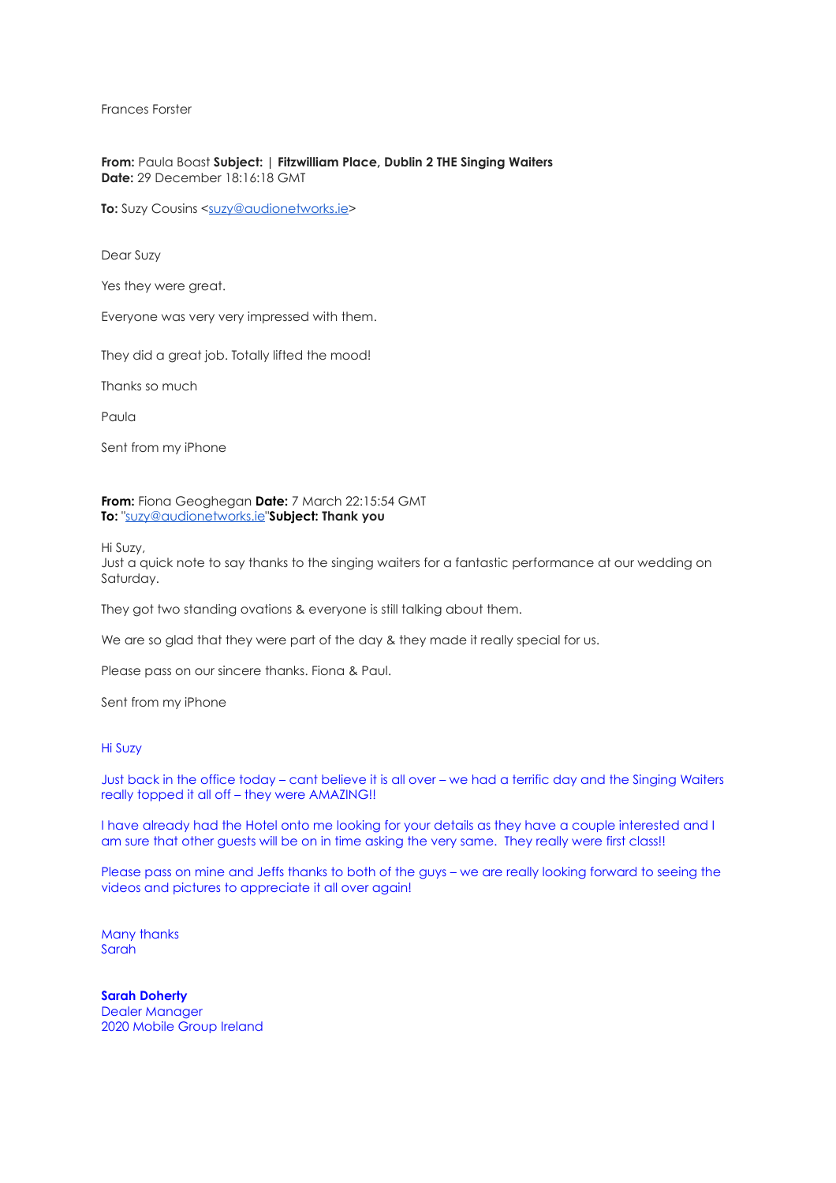Frances Forster

**From:** Paula Boast **Subject:** | **Fitzwilliam Place, Dublin 2 THE Singing Waiters**
**Date:** 29 December 18:16:18 GMT

**To:** Suzy Cousins <suzy@audionetworks.ie>

Dear Suzy

Yes they were great.

Everyone was very very impressed with them.

They did a great job. Totally lifted the mood!

Thanks so much

Paula

Sent from my iPhone

**From:** Fiona Geoghegan **Date:** 7 March 22:15:54 GMT
**To:** "suzy@audionetworks.ie"**Subject: Thank you**

Hi Suzy,
Just a quick note to say thanks to the singing waiters for a fantastic performance at our wedding on Saturday.

They got two standing ovations & everyone is still talking about them.

We are so glad that they were part of the day & they made it really special for us.

Please pass on our sincere thanks. Fiona & Paul.

Sent from my iPhone

Hi Suzy

Just back in the office today – cant believe it is all over – we had a terrific day and the Singing Waiters really topped it all off – they were AMAZING!!

I have already had the Hotel onto me looking for your details as they have a couple interested and I am sure that other guests will be on in time asking the very same. They really were first class!!

Please pass on mine and Jeffs thanks to both of the guys – we are really looking forward to seeing the videos and pictures to appreciate it all over again!

Many thanks
Sarah

**Sarah Doherty**
Dealer Manager
2020 Mobile Group Ireland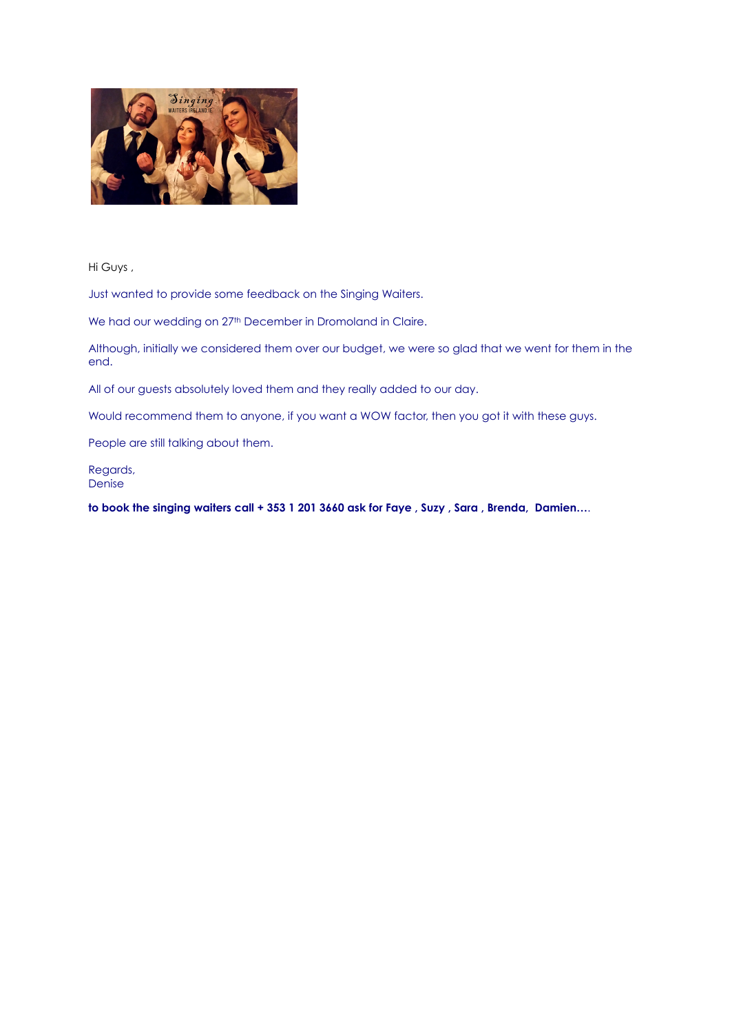Hi Guys ,

Just wanted to provide some feedback on the Singing Waiters.

We had our wedding on 27th December in Dromoland in Claire.

Although, initially we considered them over our budget, we were so glad that we went for them in the end.

All of our guests absolutely loved them and they really added to our day.

Would recommend them to anyone, if you want a WOW factor, then you got it with these guys.

People are still talking about them.

Regards,
Denise

**to book the singing waiters call + 353 1 201 3660 ask for Faye , Suzy , Sara , Brenda, Damien….**